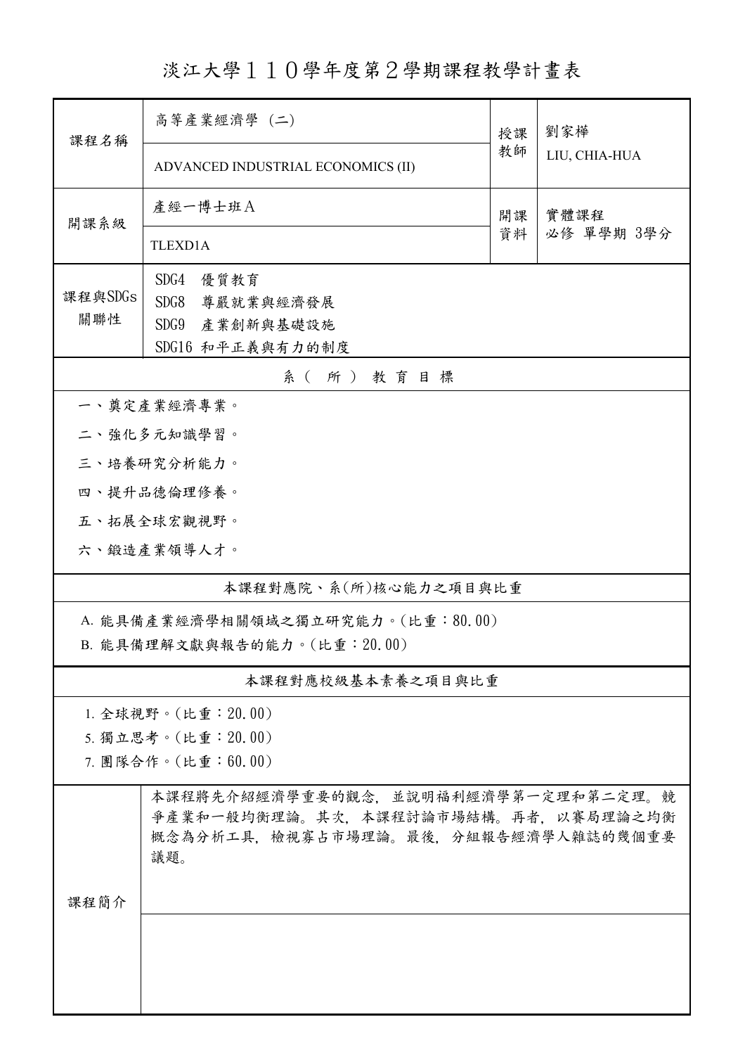# 淡江大學１１０學年度第２學期課程教學計畫表

| 課程名稱 | 高等產業經濟學 (二) | 授課教師 | 劉家樺 |
| --- | --- | --- | --- |
| | ADVANCED INDUSTRIAL ECONOMICS (II) | | LIU, CHIA-HUA |
| 開課系級 | 產經一博士班Ａ | 開課資料 | 實體課程<br>必修 單學期 3學分 |
| | TLEXD1A | | |
| 課程與SDGs關聯性 | SDG4 優質教育<br>SDG8 尊嚴就業與經濟發展<br>SDG9 產業創新與基礎設施<br>SDG16 和平正義與有力的制度 | | |

## 系（所）教育目標

一、奠定產業經濟專業。

二、強化多元知識學習。

三、培養研究分析能力。

四、提升品德倫理修養。

五、拓展全球宏觀視野。

六、鍛造產業領導人才。

## 本課程對應院、系(所)核心能力之項目與比重

A. 能具備產業經濟學相關領域之獨立研究能力。(比重：80.00)

B. 能具備理解文獻與報告的能力。(比重：20.00)

## 本課程對應校級基本素養之項目與比重

1. 全球視野。(比重：20.00)

5. 獨立思考。(比重：20.00)

7. 團隊合作。(比重：60.00)

## 課程簡介

本課程將先介紹經濟學重要的觀念，並說明福利經濟學第一定理和第二定理。競爭產業和一般均衡理論。其次，本課程討論市場結構。再者，以賽局理論之均衡概念為分析工具，檢視寡占市場理論。最後，分組報告經濟學人雜誌的幾個重要議題。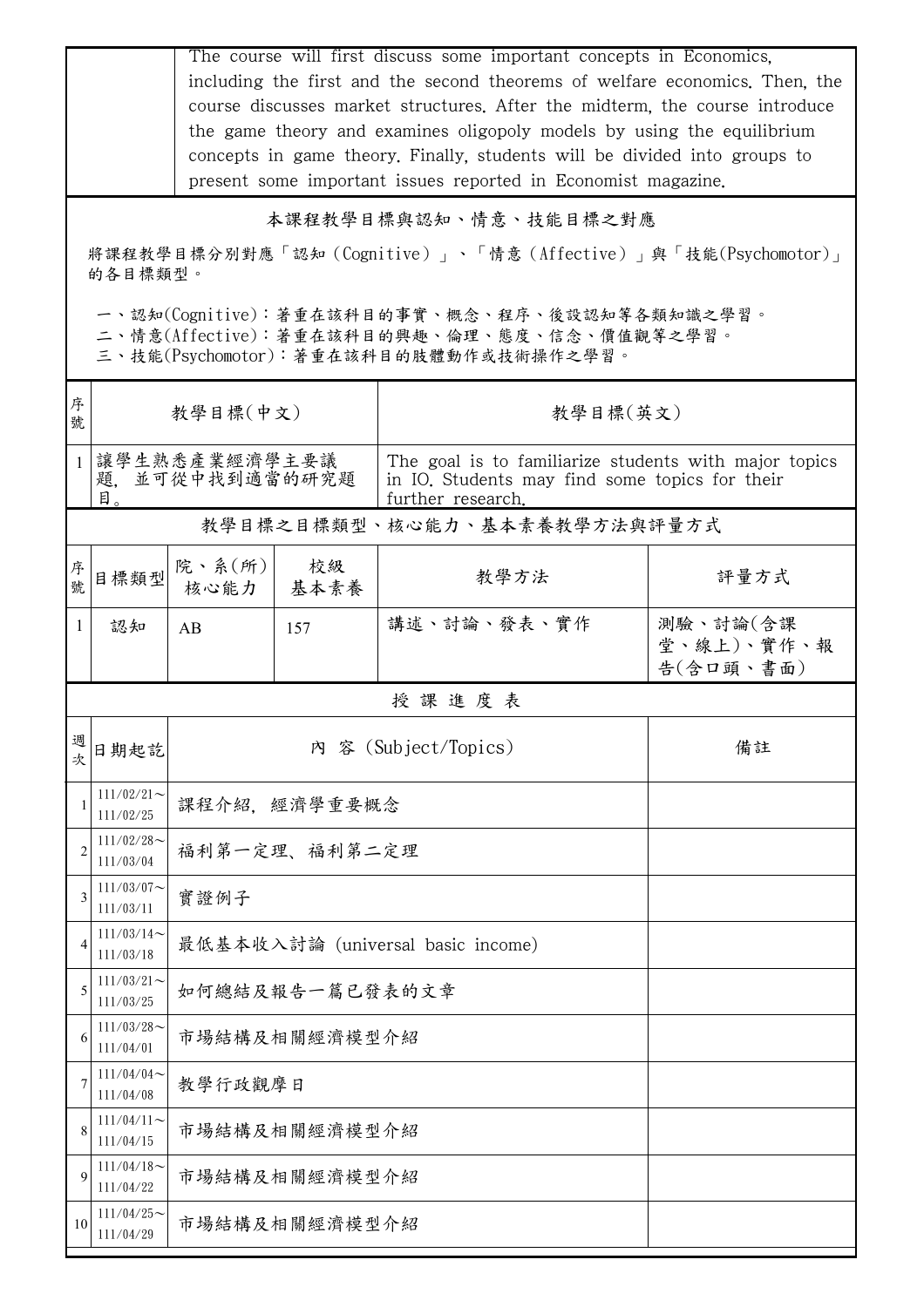| | The course will first discuss some important concepts in Economics, including the first and the second theorems of welfare economics. Then, the course discusses market structures. After the midterm, the course introduce the game theory and examines oligopoly models by using the equilibrium concepts in game theory. Finally, students will be divided into groups to present some important issues reported in Economist magazine. |
|---|---|

## 本課程教學目標與認知、情意、技能目標之對應

將課程教學目標分別對應「認知（Cognitive）」、「情意（Affective）」與「技能(Psychomotor)」的各目標類型。

一、認知(Cognitive)：著重在該科目的事實、概念、程序、後設認知等各類知識之學習。
二、情意(Affective)：著重在該科目的興趣、倫理、態度、信念、價值觀等之學習。
三、技能(Psychomotor)：著重在該科目的肢體動作或技術操作之學習。

| 序號 | 教學目標(中文) | 教學目標(英文) |
|---|---|---|
| 1 | 讓學生熟悉產業經濟學主要議題，並可從中找到適當的研究題目。 | The goal is to familiarize students with major topics in IO. Students may find some topics for their further research. |

## 教學目標之目標類型、核心能力、基本素養教學方法與評量方式

| 序號 | 目標類型 | 院、系(所)核心能力 | 校級基本素養 | 教學方法 | 評量方式 |
|---|---|---|---|---|---|
| 1 | 認知 | AB | 157 | 講述、討論、發表、實作 | 測驗、討論(含課堂、線上)、實作、報告(含口頭、書面) |

## 授 課 進 度 表

| 週次 | 日期起訖 | 內 容 (Subject/Topics) | 備註 |
|---|---|---|---|
| 1 | 111/02/21～111/02/25 | 課程介紹，經濟學重要概念 | |
| 2 | 111/02/28～111/03/04 | 福利第一定理、福利第二定理 | |
| 3 | 111/03/07～111/03/11 | 實證例子 | |
| 4 | 111/03/14～111/03/18 | 最低基本收入討論 (universal basic income) | |
| 5 | 111/03/21～111/03/25 | 如何總結及報告一篇已發表的文章 | |
| 6 | 111/03/28～111/04/01 | 市場結構及相關經濟模型介紹 | |
| 7 | 111/04/04～111/04/08 | 教學行政觀摩日 | |
| 8 | 111/04/11～111/04/15 | 市場結構及相關經濟模型介紹 | |
| 9 | 111/04/18～111/04/22 | 市場結構及相關經濟模型介紹 | |
| 10 | 111/04/25～111/04/29 | 市場結構及相關經濟模型介紹 | |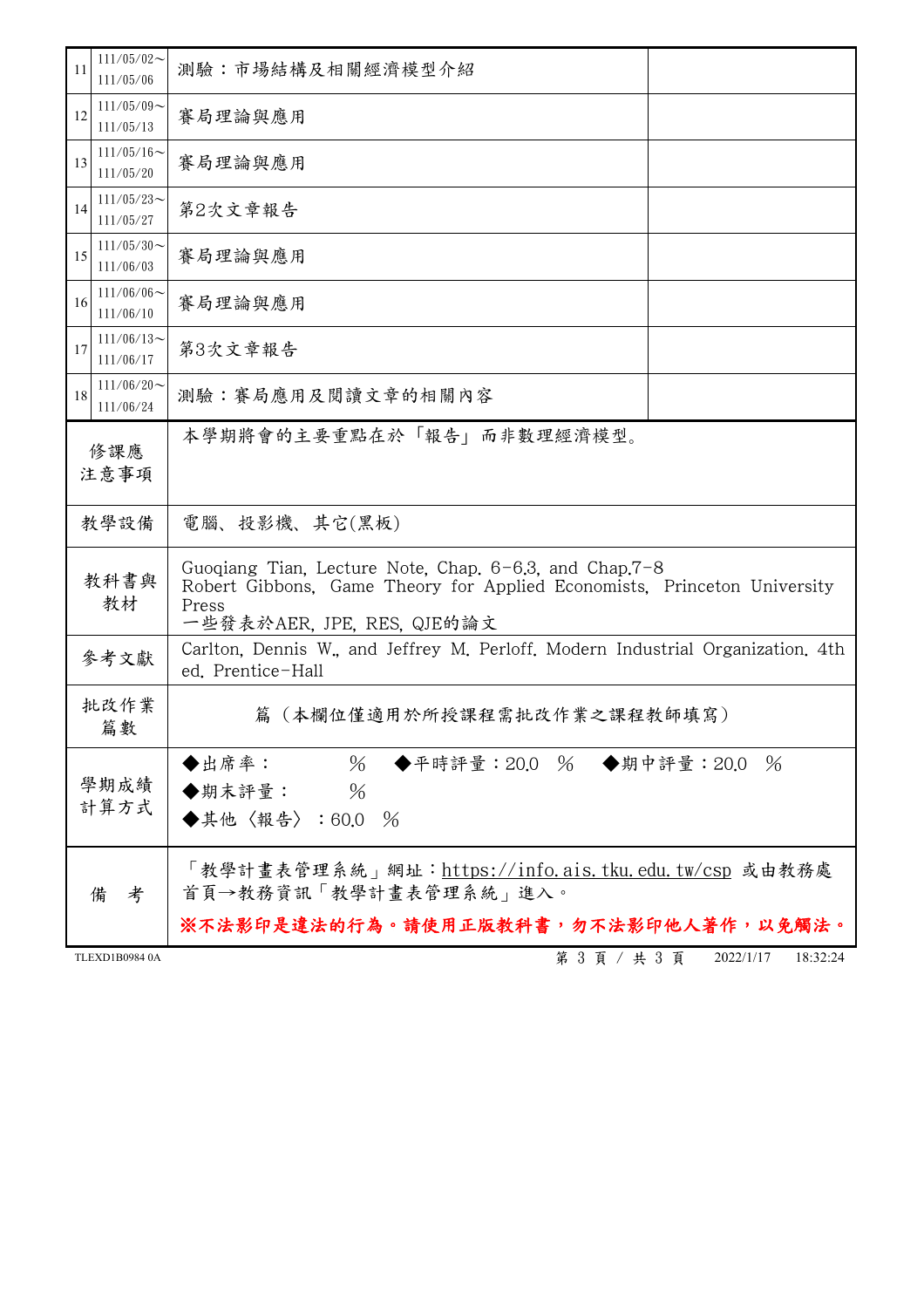| | | | |
|---|---|---|---|
| 11 | 111/05/02～<br>111/05/06 | 測驗：市場結構及相關經濟模型介紹 | |
| 12 | 111/05/09～<br>111/05/13 | 賽局理論與應用 | |
| 13 | 111/05/16～<br>111/05/20 | 賽局理論與應用 | |
| 14 | 111/05/23～<br>111/05/27 | 第2次文章報告 | |
| 15 | 111/05/30～<br>111/06/03 | 賽局理論與應用 | |
| 16 | 111/06/06～<br>111/06/10 | 賽局理論與應用 | |
| 17 | 111/06/13～<br>111/06/17 | 第3次文章報告 | |
| 18 | 111/06/20～<br>111/06/24 | 測驗：賽局應用及閱讀文章的相關內容 | |

| | |
|---|---|
| 修課應注意事項 | 本學期將會的主要重點在於「報告」而非數理經濟模型。 |
| 教學設備 | 電腦、投影機、其它(黑板) |
| 教科書與教材 | Guoqiang Tian, Lecture Note, Chap. 6-6.3, and Chap.7-8<br>Robert Gibbons, Game Theory for Applied Economists, Princeton University Press<br>一些發表於AER, JPE, RES, QJE的論文 |
| 參考文獻 | Carlton, Dennis W., and Jeffrey M. Perloff. Modern Industrial Organization. 4th ed. Prentice-Hall |
| 批改作業篇數 | 篇（本欄位僅適用於所授課程需批改作業之課程教師填寫） |
| 學期成績計算方式 | ◆出席率：　　%　◆平時評量：20.0 %　◆期中評量：20.0 %<br>◆期末評量：　　%<br>◆其他〈報告〉：60.0 % |
| 備　考 | 「教學計畫表管理系統」網址：https://info.ais.tku.edu.tw/csp 或由教務處首頁→教務資訊「教學計畫表管理系統」進入。<br>**※不法影印是違法的行為。請使用正版教科書，勿不法影印他人著作，以免觸法。** |

TLEXD1B0984 0A　　2022/1/17　18:32:24